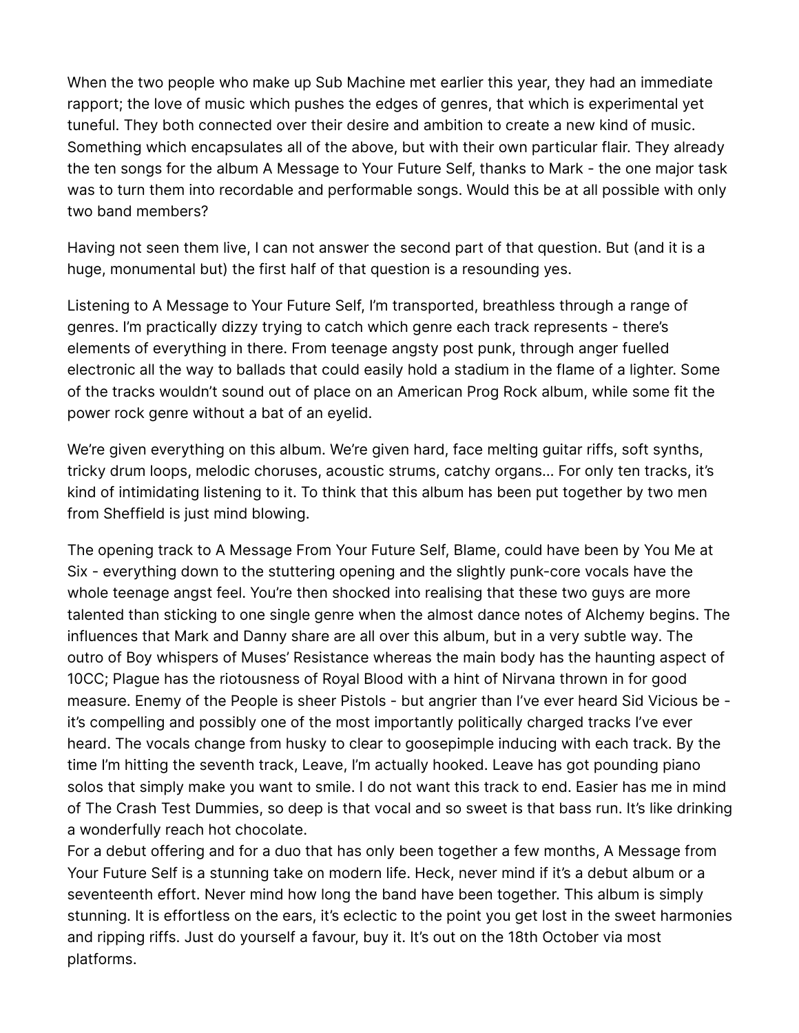When the two people who make up Sub Machine met earlier this year, they had an immediate rapport; the love of music which pushes the edges of genres, that which is experimental yet tuneful. They both connected over their desire and ambition to create a new kind of music. Something which encapsulates all of the above, but with their own particular flair. They already the ten songs for the album A Message to Your Future Self, thanks to Mark - the one major task was to turn them into recordable and performable songs. Would this be at all possible with only two band members?

Having not seen them live, I can not answer the second part of that question. But (and it is a huge, monumental but) the first half of that question is a resounding yes.

Listening to A Message to Your Future Self, I'm transported, breathless through a range of genres. I'm practically dizzy trying to catch which genre each track represents - there's elements of everything in there. From teenage angsty post punk, through anger fuelled electronic all the way to ballads that could easily hold a stadium in the flame of a lighter. Some of the tracks wouldn't sound out of place on an American Prog Rock album, while some fit the power rock genre without a bat of an eyelid.

We're given everything on this album. We're given hard, face melting guitar riffs, soft synths, tricky drum loops, melodic choruses, acoustic strums, catchy organs... For only ten tracks, it's kind of intimidating listening to it. To think that this album has been put together by two men from Sheffield is just mind blowing.

The opening track to A Message From Your Future Self, Blame, could have been by You Me at Six - everything down to the stuttering opening and the slightly punk-core vocals have the whole teenage angst feel. You're then shocked into realising that these two guys are more talented than sticking to one single genre when the almost dance notes of Alchemy begins. The influences that Mark and Danny share are all over this album, but in a very subtle way. The outro of Boy whispers of Muses' Resistance whereas the main body has the haunting aspect of 10CC; Plague has the riotousness of Royal Blood with a hint of Nirvana thrown in for good measure. Enemy of the People is sheer Pistols - but angrier than I've ever heard Sid Vicious be - it's compelling and possibly one of the most importantly politically charged tracks I've ever heard. The vocals change from husky to clear to goosepimple inducing with each track. By the time I'm hitting the seventh track, Leave, I'm actually hooked. Leave has got pounding piano solos that simply make you want to smile. I do not want this track to end. Easier has me in mind of The Crash Test Dummies, so deep is that vocal and so sweet is that bass run. It's like drinking a wonderfully reach hot chocolate.

For a debut offering and for a duo that has only been together a few months, A Message from Your Future Self is a stunning take on modern life. Heck, never mind if it's a debut album or a seventeenth effort. Never mind how long the band have been together. This album is simply stunning. It is effortless on the ears, it's eclectic to the point you get lost in the sweet harmonies and ripping riffs. Just do yourself a favour, buy it. It's out on the 18th October via most platforms.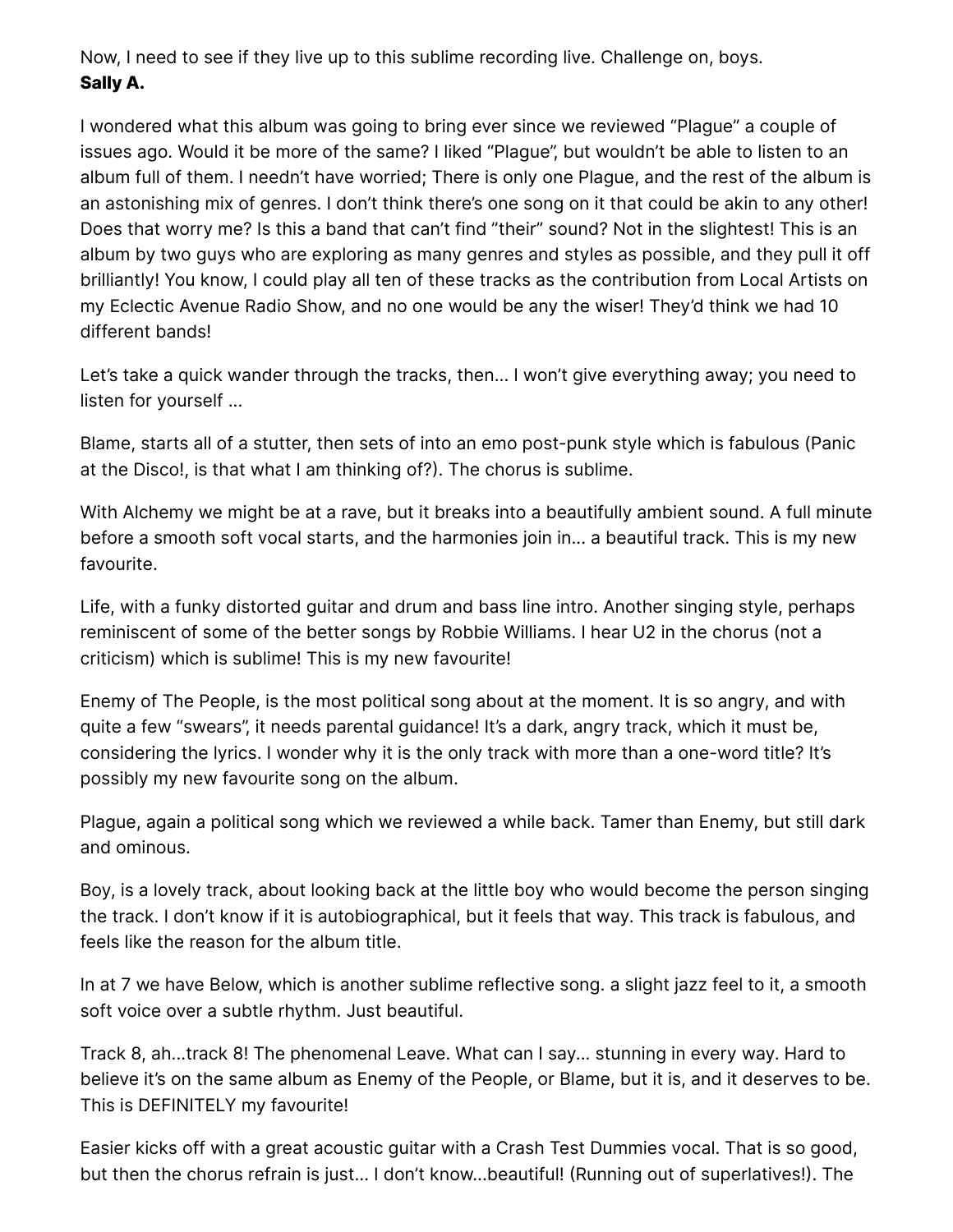Now, I need to see if they live up to this sublime recording live. Challenge on, boys.
**Sally A.**

I wondered what this album was going to bring ever since we reviewed "Plague" a couple of issues ago. Would it be more of the same? I liked "Plague", but wouldn't be able to listen to an album full of them. I needn't have worried; There is only one Plague, and the rest of the album is an astonishing mix of genres. I don't think there's one song on it that could be akin to any other! Does that worry me? Is this a band that can't find "their" sound? Not in the slightest! This is an album by two guys who are exploring as many genres and styles as possible, and they pull it off brilliantly! You know, I could play all ten of these tracks as the contribution from Local Artists on my Eclectic Avenue Radio Show, and no one would be any the wiser! They'd think we had 10 different bands!

Let's take a quick wander through the tracks, then... I won't give everything away; you need to listen for yourself ...

Blame, starts all of a stutter, then sets of into an emo post-punk style which is fabulous (Panic at the Disco!, is that what I am thinking of?). The chorus is sublime.

With Alchemy we might be at a rave, but it breaks into a beautifully ambient sound. A full minute before a smooth soft vocal starts, and the harmonies join in... a beautiful track. This is my new favourite.

Life, with a funky distorted guitar and drum and bass line intro. Another singing style, perhaps reminiscent of some of the better songs by Robbie Williams. I hear U2 in the chorus (not a criticism) which is sublime! This is my new favourite!

Enemy of The People, is the most political song about at the moment. It is so angry, and with quite a few "swears", it needs parental guidance! It's a dark, angry track, which it must be, considering the lyrics. I wonder why it is the only track with more than a one-word title? It's possibly my new favourite song on the album.

Plague, again a political song which we reviewed a while back. Tamer than Enemy, but still dark and ominous.

Boy, is a lovely track, about looking back at the little boy who would become the person singing the track. I don't know if it is autobiographical, but it feels that way. This track is fabulous, and feels like the reason for the album title.

In at 7 we have Below, which is another sublime reflective song. a slight jazz feel to it, a smooth soft voice over a subtle rhythm. Just beautiful.

Track 8, ah...track 8! The phenomenal Leave. What can I say... stunning in every way. Hard to believe it's on the same album as Enemy of the People, or Blame, but it is, and it deserves to be. This is DEFINITELY my favourite!

Easier kicks off with a great acoustic guitar with a Crash Test Dummies vocal. That is so good, but then the chorus refrain is just... I don't know...beautiful! (Running out of superlatives!). The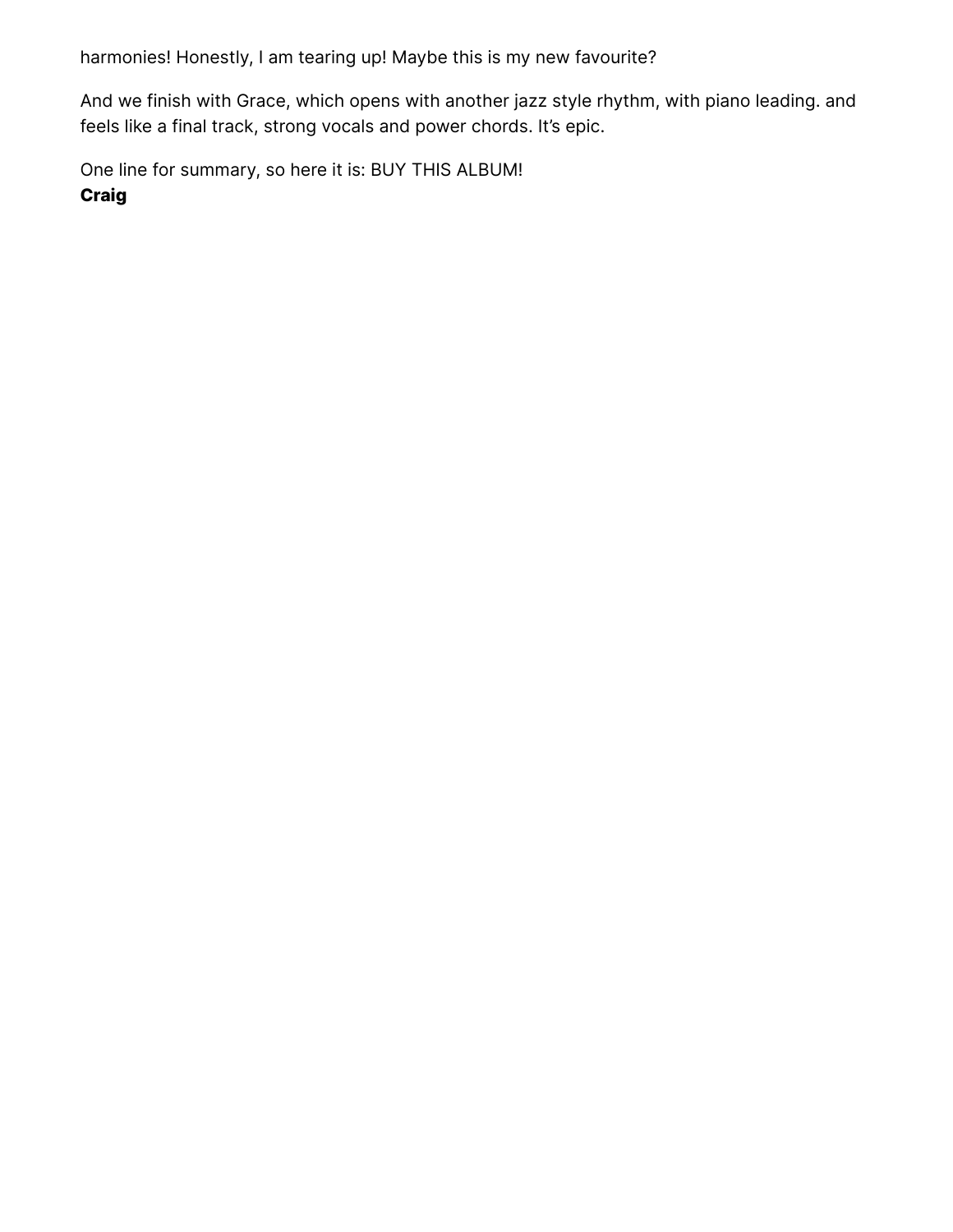harmonies! Honestly, I am tearing up! Maybe this is my new favourite?

And we finish with Grace, which opens with another jazz style rhythm, with piano leading. and feels like a final track, strong vocals and power chords. It's epic.

One line for summary, so here it is: BUY THIS ALBUM!
**Craig**